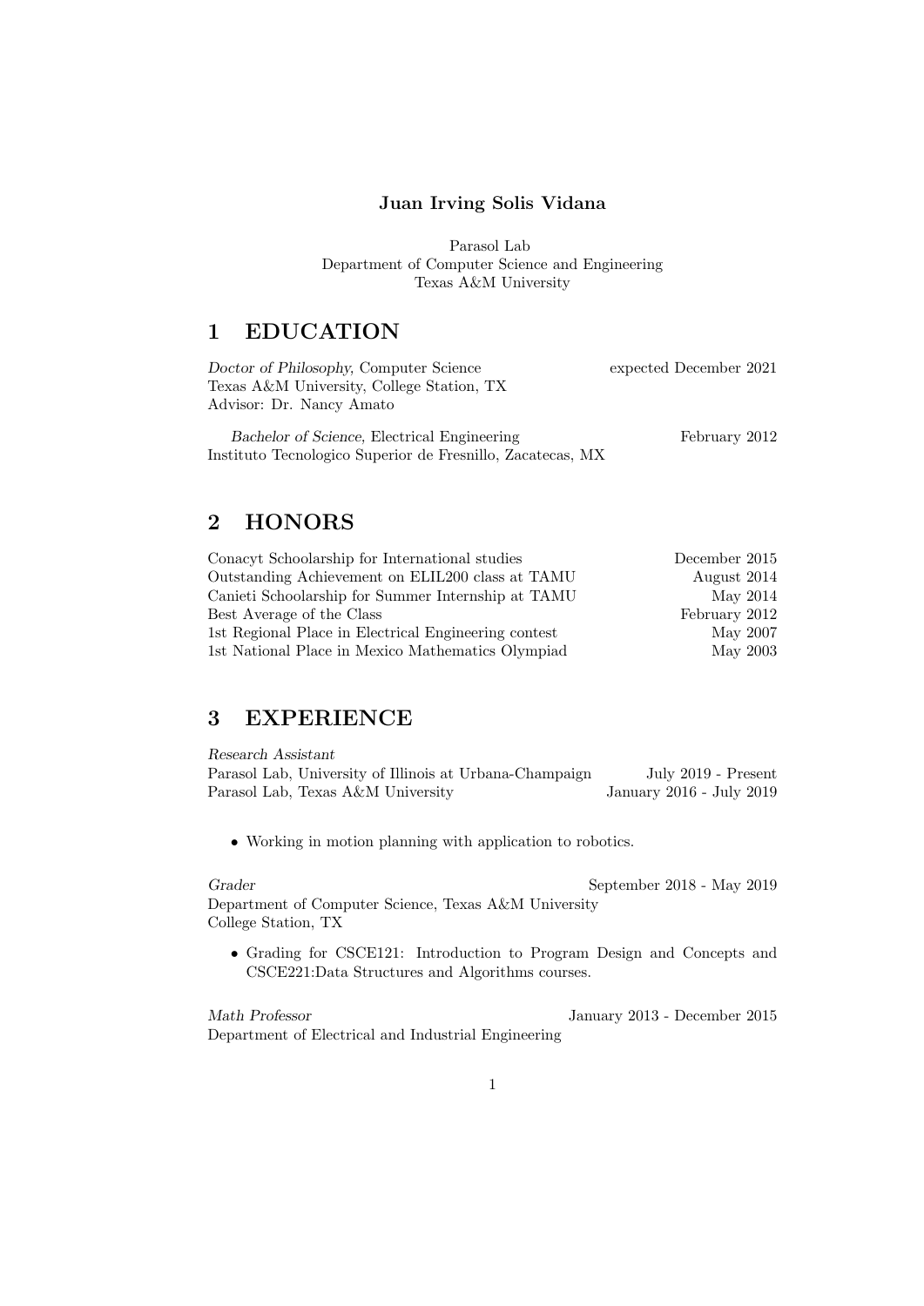**Juan Irving Solis Vidana**

Parasol Lab
Department of Computer Science and Engineering
Texas A&M University

# 1 EDUCATION

*Doctor of Philosophy*, Computer Science — expected December 2021
Texas A&M University, College Station, TX
Advisor: Dr. Nancy Amato

*Bachelor of Science*, Electrical Engineering — February 2012
Instituto Tecnologico Superior de Fresnillo, Zacatecas, MX

# 2 HONORS

| | |
|---|---|
| Conacyt Schoolarship for International studies | December 2015 |
| Outstanding Achievement on ELIL200 class at TAMU | August 2014 |
| Canieti Schoolarship for Summer Internship at TAMU | May 2014 |
| Best Average of the Class | February 2012 |
| 1st Regional Place in Electrical Engineering contest | May 2007 |
| 1st National Place in Mexico Mathematics Olympiad | May 2003 |

# 3 EXPERIENCE

*Research Assistant*
Parasol Lab, University of Illinois at Urbana-Champaign — July 2019 - Present
Parasol Lab, Texas A&M University — January 2016 - July 2019

- Working in motion planning with application to robotics.

*Grader* — September 2018 - May 2019
Department of Computer Science, Texas A&M University
College Station, TX

- Grading for CSCE121: Introduction to Program Design and Concepts and CSCE221:Data Structures and Algorithms courses.

*Math Professor* — January 2013 - December 2015
Department of Electrical and Industrial Engineering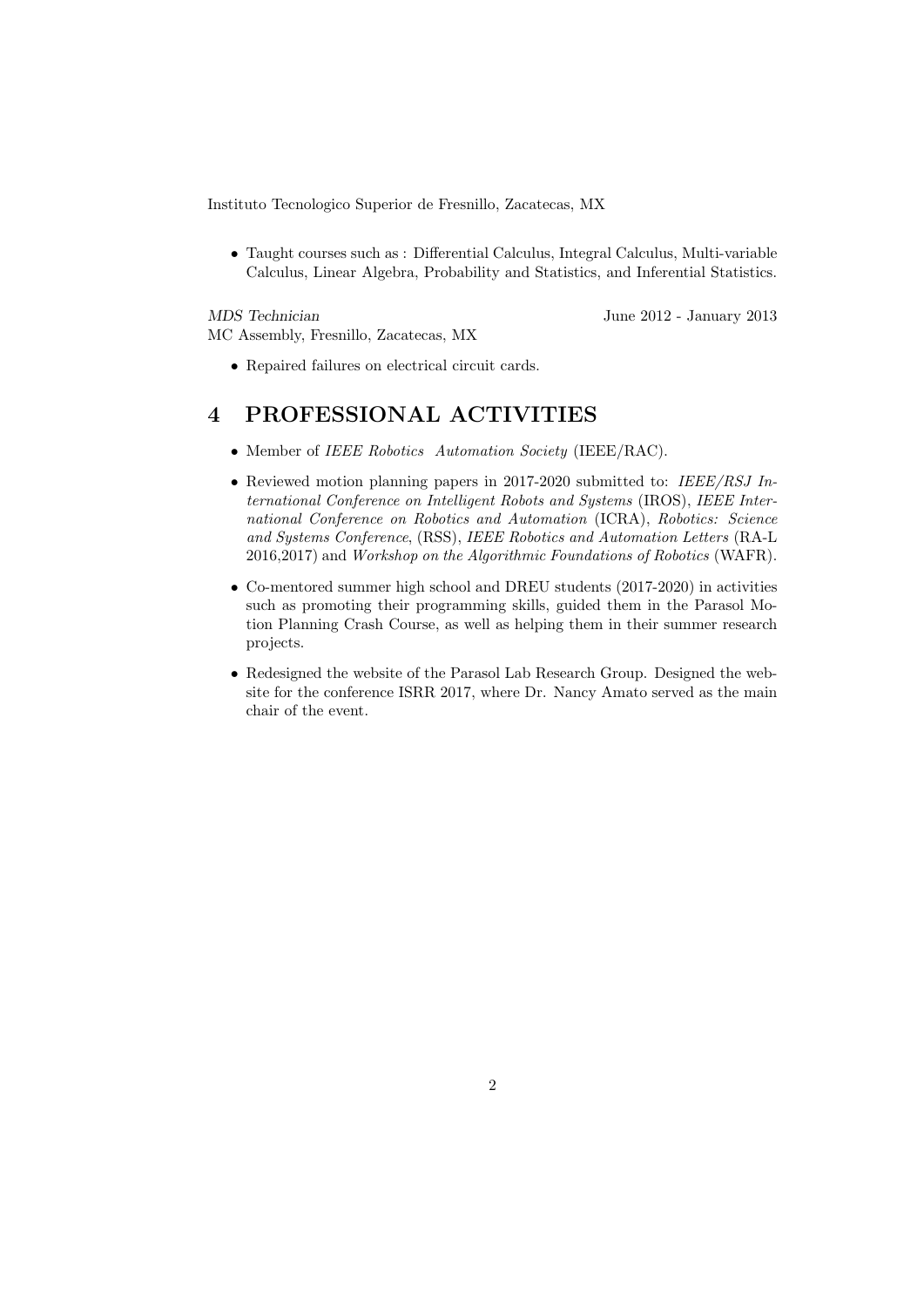Instituto Tecnologico Superior de Fresnillo, Zacatecas, MX

- Taught courses such as : Differential Calculus, Integral Calculus, Multi-variable Calculus, Linear Algebra, Probability and Statistics, and Inferential Statistics.

*MDS Technician* June 2012 - January 2013
MC Assembly, Fresnillo, Zacatecas, MX

- Repaired failures on electrical circuit cards.

## 4 PROFESSIONAL ACTIVITIES

- Member of *IEEE Robotics  Automation Society* (IEEE/RAC).
- Reviewed motion planning papers in 2017-2020 submitted to: *IEEE/RSJ International Conference on Intelligent Robots and Systems* (IROS), *IEEE International Conference on Robotics and Automation* (ICRA), *Robotics: Science and Systems Conference*, (RSS), *IEEE Robotics and Automation Letters* (RA-L 2016,2017) and *Workshop on the Algorithmic Foundations of Robotics* (WAFR).
- Co-mentored summer high school and DREU students (2017-2020) in activities such as promoting their programming skills, guided them in the Parasol Motion Planning Crash Course, as well as helping them in their summer research projects.
- Redesigned the website of the Parasol Lab Research Group. Designed the website for the conference ISRR 2017, where Dr. Nancy Amato served as the main chair of the event.